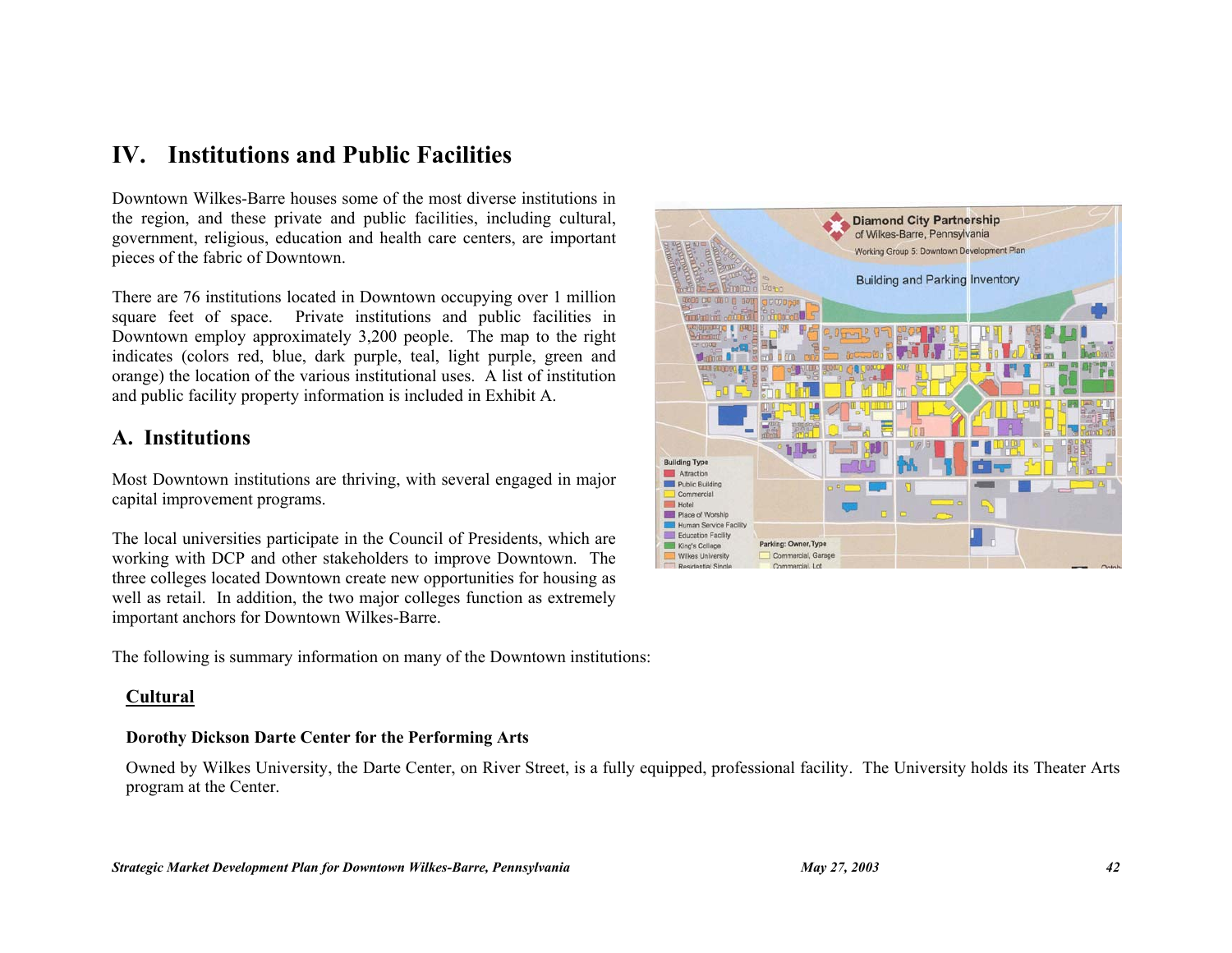# IV. Institutions and Public Facilities

Downtown Wilkes-Barre houses some of the most diverse institutions in the region, and these private and public facilities, including cultural, government, religious, education and health care centers, are important pieces of the fabric of Downtown.

There are 76 institutions located in Downtown occupying over 1 million square feet of space. Private institutions and public facilities in Downtown employ approximately 3,200 people. The map to the right indicates (colors red, blue, dark purple, teal, light purple, green and orange) the location of the various institutional uses. A list of institution and public facility property information is included in Exhibit A.

## A. Institutions

Most Downtown institutions are thriving, with several engaged in major capital improvement programs.

The local universities participate in the Council of Presidents, which are working with DCP and other stakeholders to improve Downtown. The three colleges located Downtown create new opportunities for housing as well as retail. In addition, the two major colleges function as extremely important anchors for Downtown Wilkes-Barre.

The following is summary information on many of the Downtown institutions:

### Cultural

**Dorothy Dickson Darte Center for the Performing Arts**

Owned by Wilkes University, the Darte Center, on River Street, is a fully equipped, professional facility. The University holds its Theater Arts program at the Center.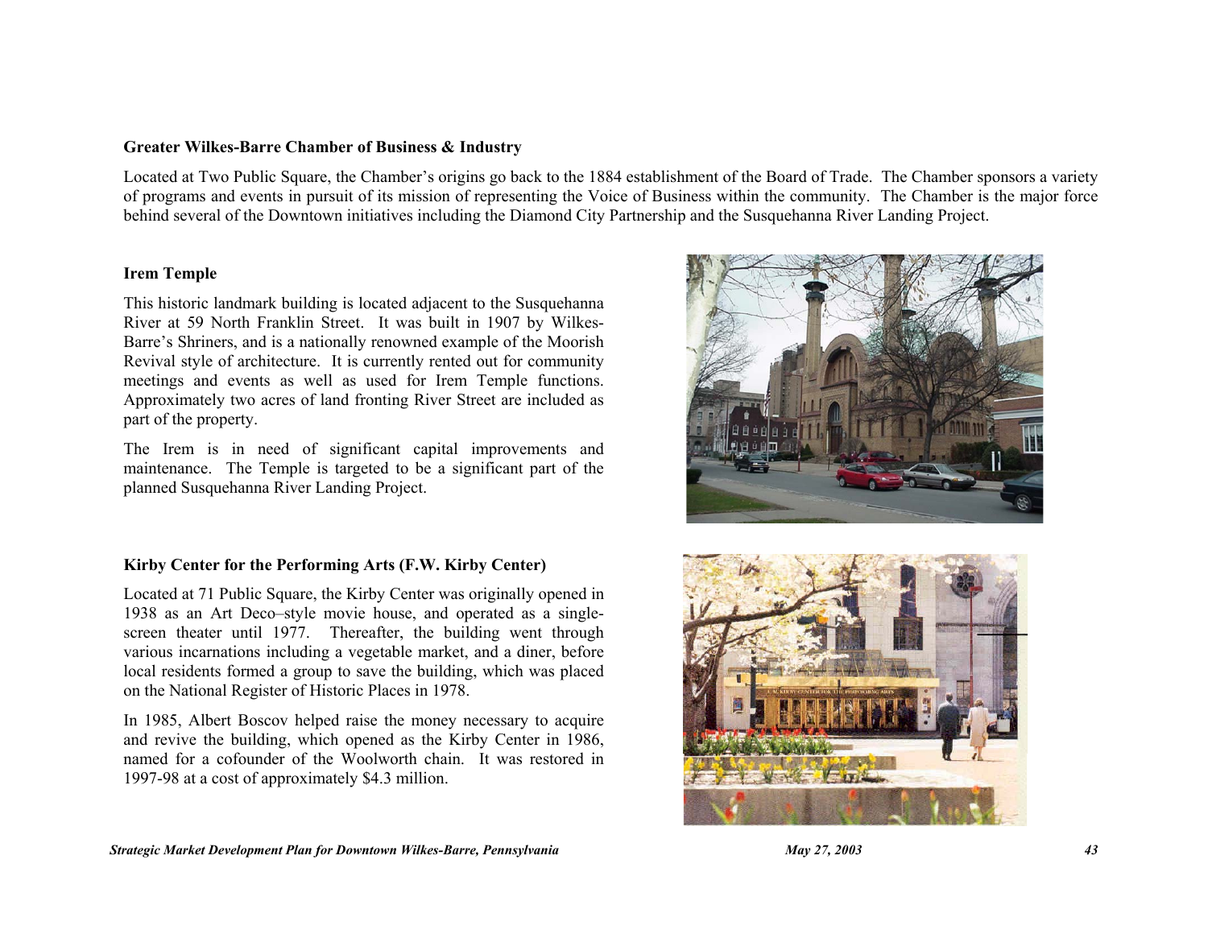**Greater Wilkes-Barre Chamber of Business & Industry**

Located at Two Public Square, the Chamber's origins go back to the 1884 establishment of the Board of Trade. The Chamber sponsors a variety of programs and events in pursuit of its mission of representing the Voice of Business within the community. The Chamber is the major force behind several of the Downtown initiatives including the Diamond City Partnership and the Susquehanna River Landing Project.

**Irem Temple**

This historic landmark building is located adjacent to the Susquehanna River at 59 North Franklin Street. It was built in 1907 by Wilkes-Barre's Shriners, and is a nationally renowned example of the Moorish Revival style of architecture. It is currently rented out for community meetings and events as well as used for Irem Temple functions. Approximately two acres of land fronting River Street are included as part of the property.

The Irem is in need of significant capital improvements and maintenance. The Temple is targeted to be a significant part of the planned Susquehanna River Landing Project.

**Kirby Center for the Performing Arts (F.W. Kirby Center)**

Located at 71 Public Square, the Kirby Center was originally opened in 1938 as an Art Deco–style movie house, and operated as a single-screen theater until 1977. Thereafter, the building went through various incarnations including a vegetable market, and a diner, before local residents formed a group to save the building, which was placed on the National Register of Historic Places in 1978.

In 1985, Albert Boscov helped raise the money necessary to acquire and revive the building, which opened as the Kirby Center in 1986, named for a cofounder of the Woolworth chain. It was restored in 1997-98 at a cost of approximately $4.3 million.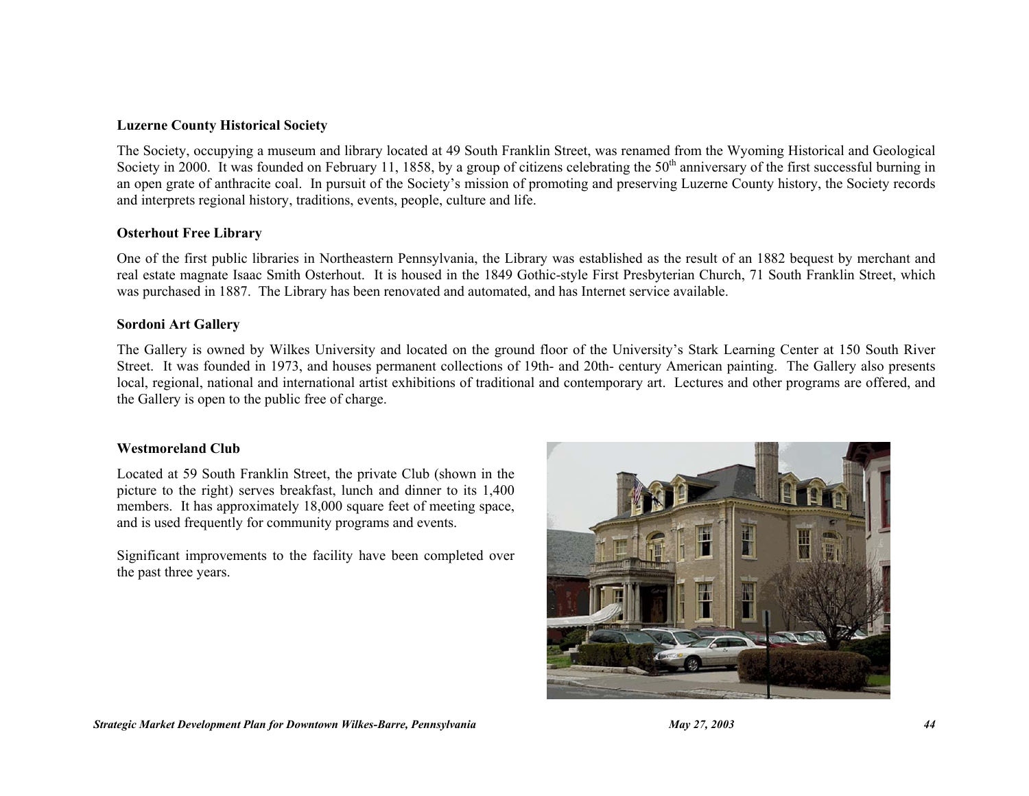**Luzerne County Historical Society**

The Society, occupying a museum and library located at 49 South Franklin Street, was renamed from the Wyoming Historical and Geological Society in 2000. It was founded on February 11, 1858, by a group of citizens celebrating the 50th anniversary of the first successful burning in an open grate of anthracite coal. In pursuit of the Society's mission of promoting and preserving Luzerne County history, the Society records and interprets regional history, traditions, events, people, culture and life.

**Osterhout Free Library**

One of the first public libraries in Northeastern Pennsylvania, the Library was established as the result of an 1882 bequest by merchant and real estate magnate Isaac Smith Osterhout. It is housed in the 1849 Gothic-style First Presbyterian Church, 71 South Franklin Street, which was purchased in 1887. The Library has been renovated and automated, and has Internet service available.

**Sordoni Art Gallery**

The Gallery is owned by Wilkes University and located on the ground floor of the University's Stark Learning Center at 150 South River Street. It was founded in 1973, and houses permanent collections of 19th- and 20th- century American painting. The Gallery also presents local, regional, national and international artist exhibitions of traditional and contemporary art. Lectures and other programs are offered, and the Gallery is open to the public free of charge.

**Westmoreland Club**

Located at 59 South Franklin Street, the private Club (shown in the picture to the right) serves breakfast, lunch and dinner to its 1,400 members. It has approximately 18,000 square feet of meeting space, and is used frequently for community programs and events.

Significant improvements to the facility have been completed over the past three years.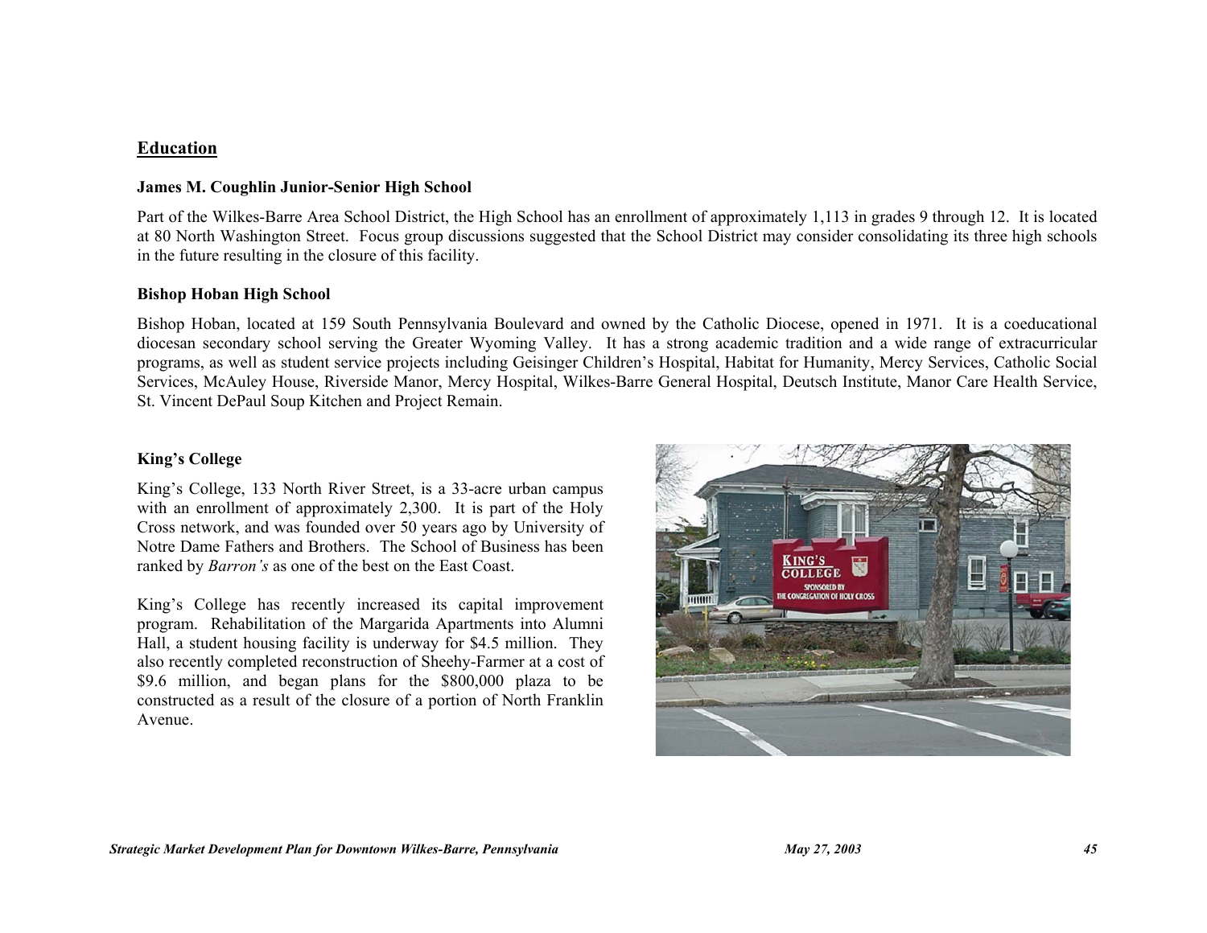## Education

### James M. Coughlin Junior-Senior High School

Part of the Wilkes-Barre Area School District, the High School has an enrollment of approximately 1,113 in grades 9 through 12. It is located at 80 North Washington Street. Focus group discussions suggested that the School District may consider consolidating its three high schools in the future resulting in the closure of this facility.

### Bishop Hoban High School

Bishop Hoban, located at 159 South Pennsylvania Boulevard and owned by the Catholic Diocese, opened in 1971. It is a coeducational diocesan secondary school serving the Greater Wyoming Valley. It has a strong academic tradition and a wide range of extracurricular programs, as well as student service projects including Geisinger Children's Hospital, Habitat for Humanity, Mercy Services, Catholic Social Services, McAuley House, Riverside Manor, Mercy Hospital, Wilkes-Barre General Hospital, Deutsch Institute, Manor Care Health Service, St. Vincent DePaul Soup Kitchen and Project Remain.

### King's College

King's College, 133 North River Street, is a 33-acre urban campus with an enrollment of approximately 2,300. It is part of the Holy Cross network, and was founded over 50 years ago by University of Notre Dame Fathers and Brothers. The School of Business has been ranked by *Barron's* as one of the best on the East Coast.

King's College has recently increased its capital improvement program. Rehabilitation of the Margarida Apartments into Alumni Hall, a student housing facility is underway for $4.5 million. They also recently completed reconstruction of Sheehy-Farmer at a cost of $9.6 million, and began plans for the $800,000 plaza to be constructed as a result of the closure of a portion of North Franklin Avenue.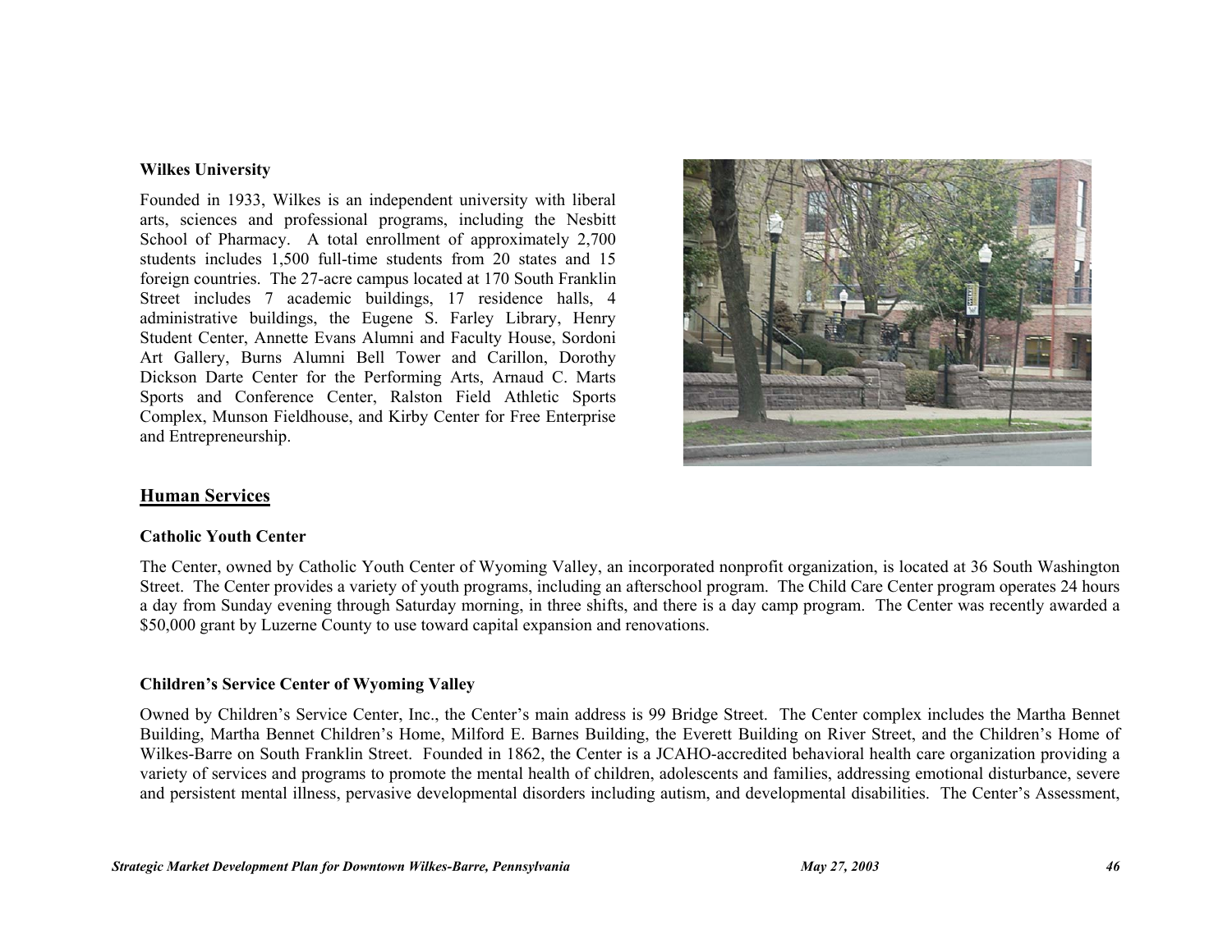**Wilkes University**

Founded in 1933, Wilkes is an independent university with liberal arts, sciences and professional programs, including the Nesbitt School of Pharmacy. A total enrollment of approximately 2,700 students includes 1,500 full-time students from 20 states and 15 foreign countries. The 27-acre campus located at 170 South Franklin Street includes 7 academic buildings, 17 residence halls, 4 administrative buildings, the Eugene S. Farley Library, Henry Student Center, Annette Evans Alumni and Faculty House, Sordoni Art Gallery, Burns Alumni Bell Tower and Carillon, Dorothy Dickson Darte Center for the Performing Arts, Arnaud C. Marts Sports and Conference Center, Ralston Field Athletic Sports Complex, Munson Fieldhouse, and Kirby Center for Free Enterprise and Entrepreneurship.

## Human Services

**Catholic Youth Center**

The Center, owned by Catholic Youth Center of Wyoming Valley, an incorporated nonprofit organization, is located at 36 South Washington Street. The Center provides a variety of youth programs, including an afterschool program. The Child Care Center program operates 24 hours a day from Sunday evening through Saturday morning, in three shifts, and there is a day camp program. The Center was recently awarded a $50,000 grant by Luzerne County to use toward capital expansion and renovations.

**Children's Service Center of Wyoming Valley**

Owned by Children's Service Center, Inc., the Center's main address is 99 Bridge Street. The Center complex includes the Martha Bennet Building, Martha Bennet Children's Home, Milford E. Barnes Building, the Everett Building on River Street, and the Children's Home of Wilkes-Barre on South Franklin Street. Founded in 1862, the Center is a JCAHO-accredited behavioral health care organization providing a variety of services and programs to promote the mental health of children, adolescents and families, addressing emotional disturbance, severe and persistent mental illness, pervasive developmental disorders including autism, and developmental disabilities. The Center's Assessment,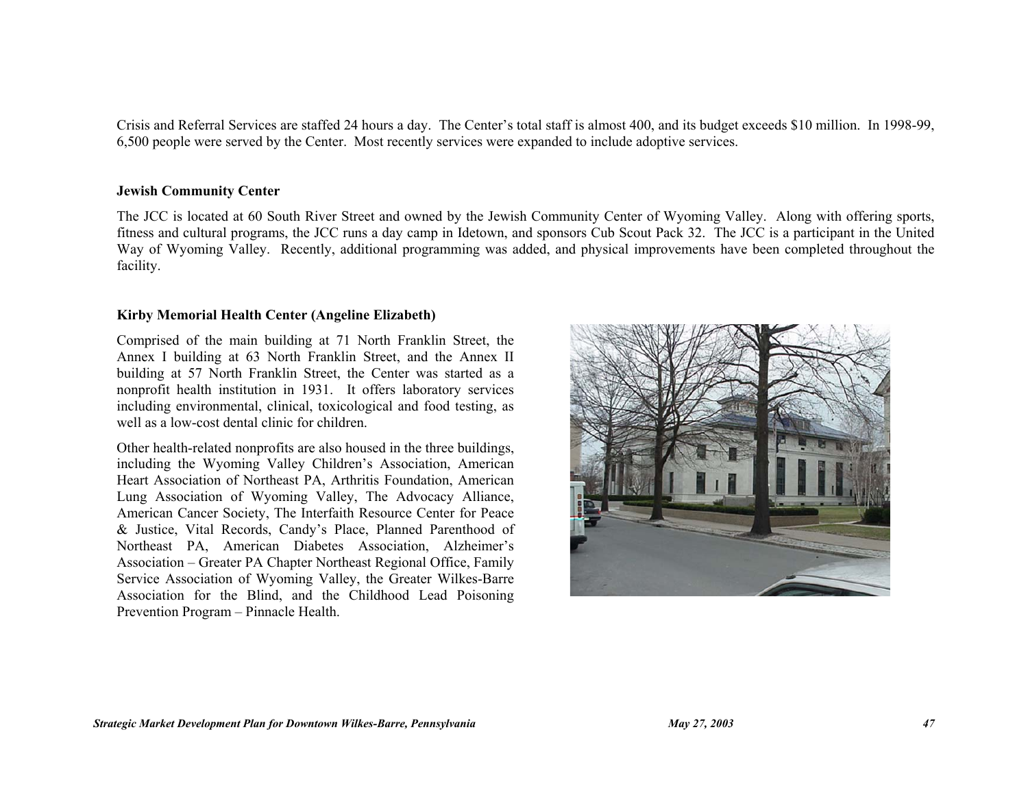Crisis and Referral Services are staffed 24 hours a day. The Center's total staff is almost 400, and its budget exceeds $10 million. In 1998-99, 6,500 people were served by the Center. Most recently services were expanded to include adoptive services.

**Jewish Community Center**

The JCC is located at 60 South River Street and owned by the Jewish Community Center of Wyoming Valley. Along with offering sports, fitness and cultural programs, the JCC runs a day camp in Idetown, and sponsors Cub Scout Pack 32. The JCC is a participant in the United Way of Wyoming Valley. Recently, additional programming was added, and physical improvements have been completed throughout the facility.

**Kirby Memorial Health Center (Angeline Elizabeth)**

Comprised of the main building at 71 North Franklin Street, the Annex I building at 63 North Franklin Street, and the Annex II building at 57 North Franklin Street, the Center was started as a nonprofit health institution in 1931. It offers laboratory services including environmental, clinical, toxicological and food testing, as well as a low-cost dental clinic for children.

Other health-related nonprofits are also housed in the three buildings, including the Wyoming Valley Children's Association, American Heart Association of Northeast PA, Arthritis Foundation, American Lung Association of Wyoming Valley, The Advocacy Alliance, American Cancer Society, The Interfaith Resource Center for Peace & Justice, Vital Records, Candy's Place, Planned Parenthood of Northeast PA, American Diabetes Association, Alzheimer's Association – Greater PA Chapter Northeast Regional Office, Family Service Association of Wyoming Valley, the Greater Wilkes-Barre Association for the Blind, and the Childhood Lead Poisoning Prevention Program – Pinnacle Health.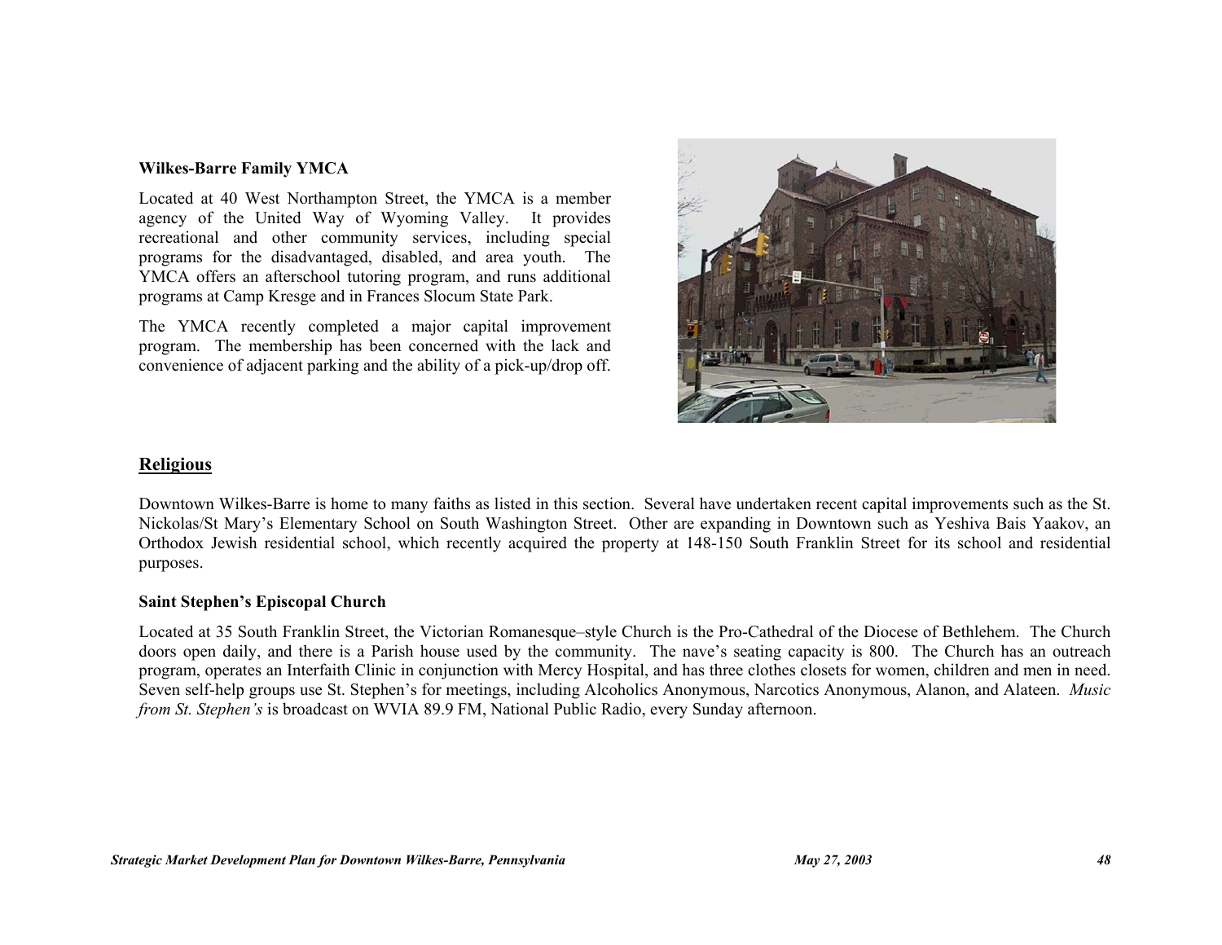**Wilkes-Barre Family YMCA**

Located at 40 West Northampton Street, the YMCA is a member agency of the United Way of Wyoming Valley. It provides recreational and other community services, including special programs for the disadvantaged, disabled, and area youth. The YMCA offers an afterschool tutoring program, and runs additional programs at Camp Kresge and in Frances Slocum State Park.

The YMCA recently completed a major capital improvement program. The membership has been concerned with the lack and convenience of adjacent parking and the ability of a pick-up/drop off.

## Religious

Downtown Wilkes-Barre is home to many faiths as listed in this section. Several have undertaken recent capital improvements such as the St. Nickolas/St Mary's Elementary School on South Washington Street. Other are expanding in Downtown such as Yeshiva Bais Yaakov, an Orthodox Jewish residential school, which recently acquired the property at 148-150 South Franklin Street for its school and residential purposes.

**Saint Stephen's Episcopal Church**

Located at 35 South Franklin Street, the Victorian Romanesque–style Church is the Pro-Cathedral of the Diocese of Bethlehem. The Church doors open daily, and there is a Parish house used by the community. The nave's seating capacity is 800. The Church has an outreach program, operates an Interfaith Clinic in conjunction with Mercy Hospital, and has three clothes closets for women, children and men in need. Seven self-help groups use St. Stephen's for meetings, including Alcoholics Anonymous, Narcotics Anonymous, Alanon, and Alateen. *Music from St. Stephen's* is broadcast on WVIA 89.9 FM, National Public Radio, every Sunday afternoon.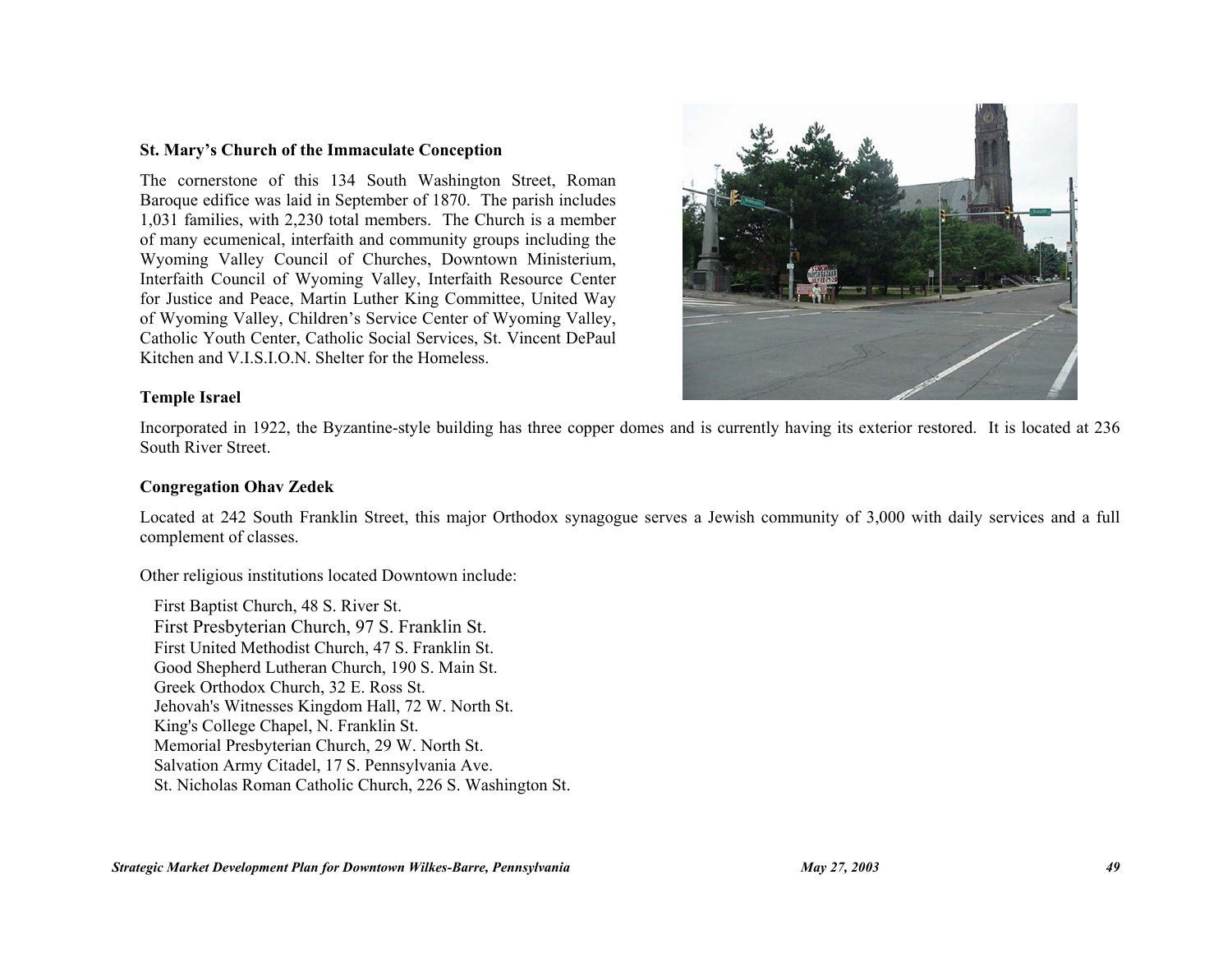### St. Mary's Church of the Immaculate Conception

The cornerstone of this 134 South Washington Street, Roman Baroque edifice was laid in September of 1870. The parish includes 1,031 families, with 2,230 total members. The Church is a member of many ecumenical, interfaith and community groups including the Wyoming Valley Council of Churches, Downtown Ministerium, Interfaith Council of Wyoming Valley, Interfaith Resource Center for Justice and Peace, Martin Luther King Committee, United Way of Wyoming Valley, Children's Service Center of Wyoming Valley, Catholic Youth Center, Catholic Social Services, St. Vincent DePaul Kitchen and V.I.S.I.O.N. Shelter for the Homeless.

### Temple Israel

Incorporated in 1922, the Byzantine-style building has three copper domes and is currently having its exterior restored. It is located at 236 South River Street.

### Congregation Ohav Zedek

Located at 242 South Franklin Street, this major Orthodox synagogue serves a Jewish community of 3,000 with daily services and a full complement of classes.

Other religious institutions located Downtown include:

- First Baptist Church, 48 S. River St.
- First Presbyterian Church, 97 S. Franklin St.
- First United Methodist Church, 47 S. Franklin St.
- Good Shepherd Lutheran Church, 190 S. Main St.
- Greek Orthodox Church, 32 E. Ross St.
- Jehovah's Witnesses Kingdom Hall, 72 W. North St.
- King's College Chapel, N. Franklin St.
- Memorial Presbyterian Church, 29 W. North St.
- Salvation Army Citadel, 17 S. Pennsylvania Ave.
- St. Nicholas Roman Catholic Church, 226 S. Washington St.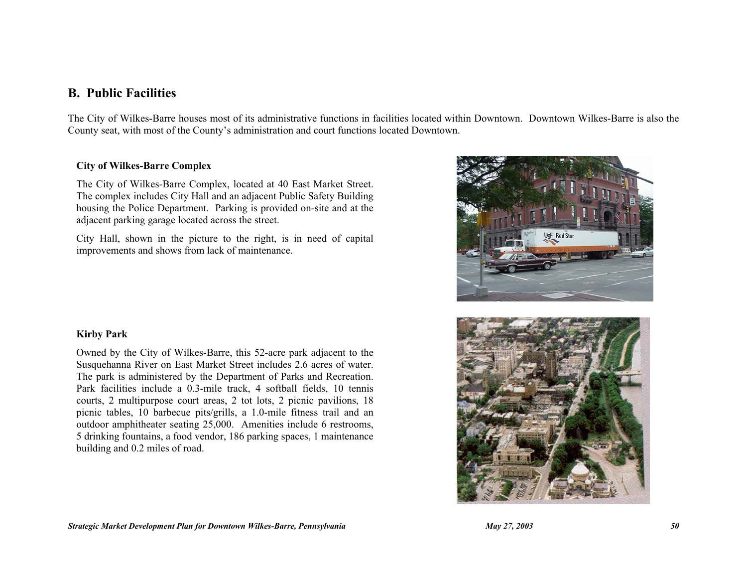## B. Public Facilities

The City of Wilkes-Barre houses most of its administrative functions in facilities located within Downtown. Downtown Wilkes-Barre is also the County seat, with most of the County's administration and court functions located Downtown.

### City of Wilkes-Barre Complex

The City of Wilkes-Barre Complex, located at 40 East Market Street. The complex includes City Hall and an adjacent Public Safety Building housing the Police Department. Parking is provided on-site and at the adjacent parking garage located across the street.

City Hall, shown in the picture to the right, is in need of capital improvements and shows from lack of maintenance.

### Kirby Park

Owned by the City of Wilkes-Barre, this 52-acre park adjacent to the Susquehanna River on East Market Street includes 2.6 acres of water. The park is administered by the Department of Parks and Recreation. Park facilities include a 0.3-mile track, 4 softball fields, 10 tennis courts, 2 multipurpose court areas, 2 tot lots, 2 picnic pavilions, 18 picnic tables, 10 barbecue pits/grills, a 1.0-mile fitness trail and an outdoor amphitheater seating 25,000. Amenities include 6 restrooms, 5 drinking fountains, a food vendor, 186 parking spaces, 1 maintenance building and 0.2 miles of road.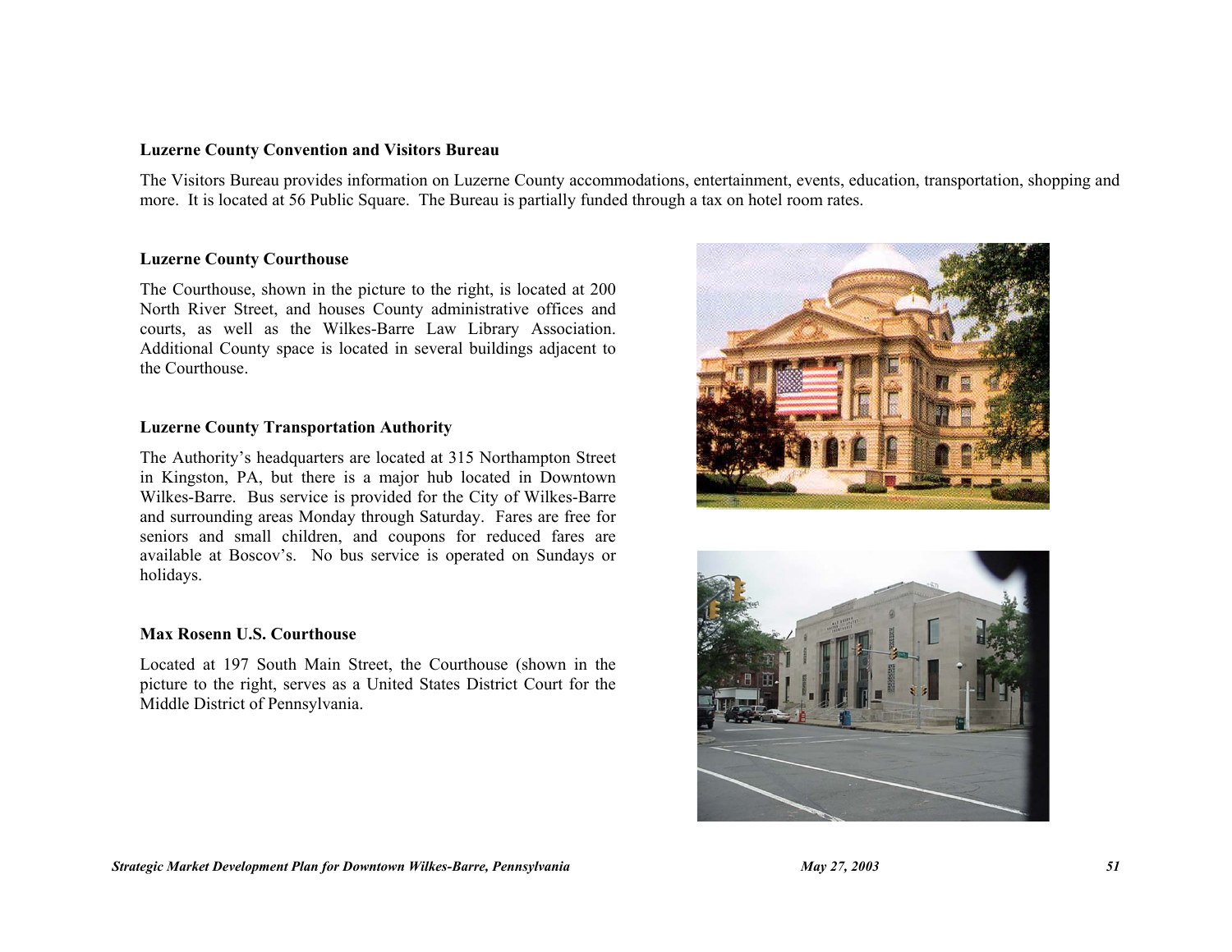### Luzerne County Convention and Visitors Bureau

The Visitors Bureau provides information on Luzerne County accommodations, entertainment, events, education, transportation, shopping and more. It is located at 56 Public Square. The Bureau is partially funded through a tax on hotel room rates.

### Luzerne County Courthouse

The Courthouse, shown in the picture to the right, is located at 200 North River Street, and houses County administrative offices and courts, as well as the Wilkes-Barre Law Library Association. Additional County space is located in several buildings adjacent to the Courthouse.

### Luzerne County Transportation Authority

The Authority's headquarters are located at 315 Northampton Street in Kingston, PA, but there is a major hub located in Downtown Wilkes-Barre. Bus service is provided for the City of Wilkes-Barre and surrounding areas Monday through Saturday. Fares are free for seniors and small children, and coupons for reduced fares are available at Boscov's. No bus service is operated on Sundays or holidays.

### Max Rosenn U.S. Courthouse

Located at 197 South Main Street, the Courthouse (shown in the picture to the right, serves as a United States District Court for the Middle District of Pennsylvania.